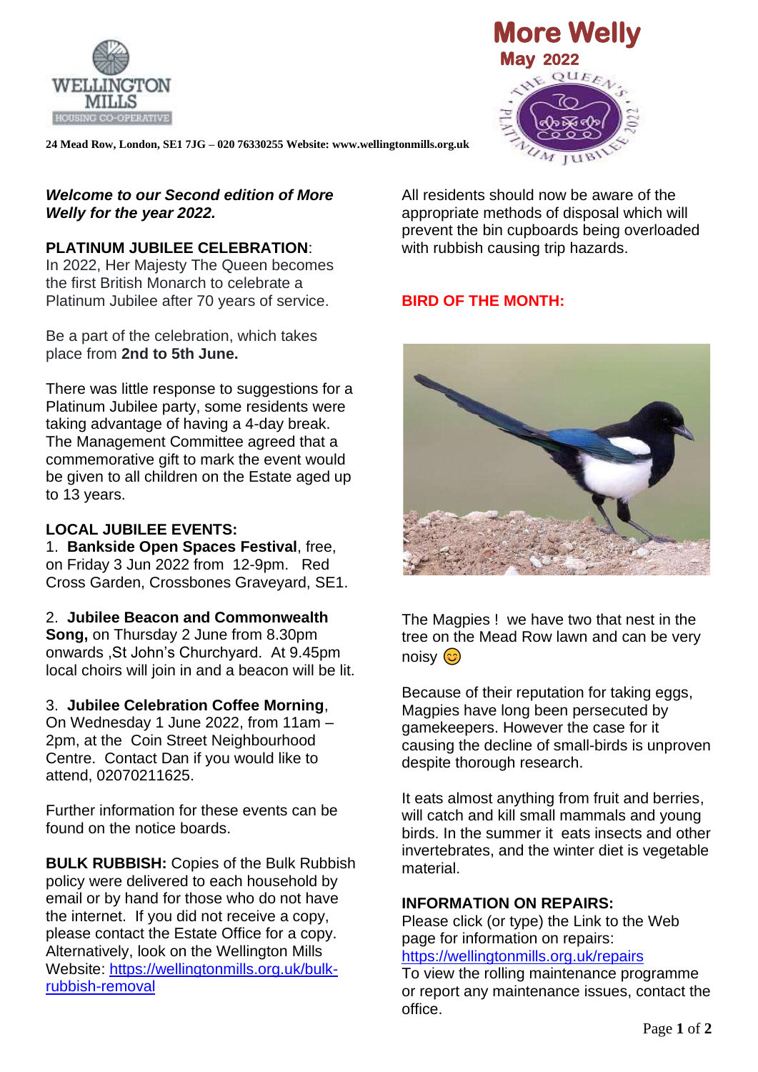WELLINGTON MILLS
HOUSING CO-OPERATIVE

# More Welly

**May 2022**

**24 Mead Row, London, SE1 7JG – 020 76330255 Website: www.wellingtonmills.org.uk**

***Welcome to our Second edition of More Welly for the year 2022.***

**PLATINUM JUBILEE CELEBRATION**:
In 2022, Her Majesty The Queen becomes the first British Monarch to celebrate a Platinum Jubilee after 70 years of service.

Be a part of the celebration, which takes place from **2nd to 5th June.**

There was little response to suggestions for a Platinum Jubilee party, some residents were taking advantage of having a 4-day break. The Management Committee agreed that a commemorative gift to mark the event would be given to all children on the Estate aged up to 13 years.

**LOCAL JUBILEE EVENTS:**

1. **Bankside Open Spaces Festival**, free, on Friday 3 Jun 2022 from 12-9pm. Red Cross Garden, Crossbones Graveyard, SE1.

2. **Jubilee Beacon and Commonwealth Song,** on Thursday 2 June from 8.30pm onwards ,St John's Churchyard. At 9.45pm local choirs will join in and a beacon will be lit.

3. **Jubilee Celebration Coffee Morning**, On Wednesday 1 June 2022, from 11am – 2pm, at the Coin Street Neighbourhood Centre. Contact Dan if you would like to attend, 02070211625.

Further information for these events can be found on the notice boards.

**BULK RUBBISH:** Copies of the Bulk Rubbish policy were delivered to each household by email or by hand for those who do not have the internet. If you did not receive a copy, please contact the Estate Office for a copy. Alternatively, look on the Wellington Mills Website: https://wellingtonmills.org.uk/bulk-rubbish-removal

All residents should now be aware of the appropriate methods of disposal which will prevent the bin cupboards being overloaded with rubbish causing trip hazards.

**BIRD OF THE MONTH:**

The Magpies ! we have two that nest in the tree on the Mead Row lawn and can be very noisy 😊

Because of their reputation for taking eggs, Magpies have long been persecuted by gamekeepers. However the case for it causing the decline of small-birds is unproven despite thorough research.

It eats almost anything from fruit and berries, will catch and kill small mammals and young birds. In the summer it eats insects and other invertebrates, and the winter diet is vegetable material.

**INFORMATION ON REPAIRS:**
Please click (or type) the Link to the Web page for information on repairs:
https://wellingtonmills.org.uk/repairs
To view the rolling maintenance programme or report any maintenance issues, contact the office.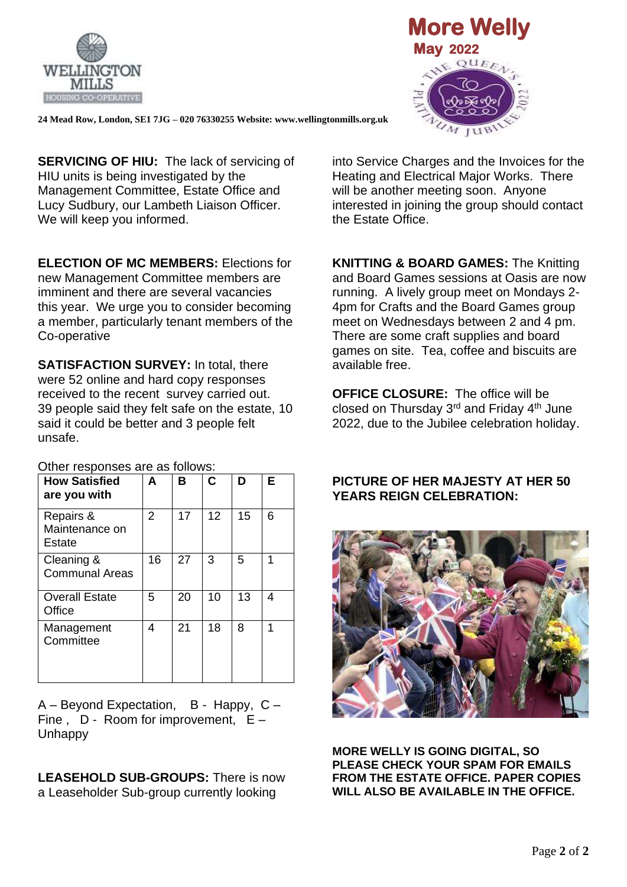# More Welly

**May 2022**

WELLINGTON MILLS HOUSING CO-OPERATIVE

**24 Mead Row, London, SE1 7JG – 020 76330255 Website: www.wellingtonmills.org.uk**

**SERVICING OF HIU:** The lack of servicing of HIU units is being investigated by the Management Committee, Estate Office and Lucy Sudbury, our Lambeth Liaison Officer. We will keep you informed.

**ELECTION OF MC MEMBERS:** Elections for new Management Committee members are imminent and there are several vacancies this year. We urge you to consider becoming a member, particularly tenant members of the Co-operative

**SATISFACTION SURVEY:** In total, there were 52 online and hard copy responses received to the recent survey carried out. 39 people said they felt safe on the estate, 10 said it could be better and 3 people felt unsafe.

Other responses are as follows:

| How Satisfied are you with | A | B | C | D | E |
|---|---|---|---|---|---|
| Repairs & Maintenance on Estate | 2 | 17 | 12 | 15 | 6 |
| Cleaning & Communal Areas | 16 | 27 | 3 | 5 | 1 |
| Overall Estate Office | 5 | 20 | 10 | 13 | 4 |
| Management Committee | 4 | 21 | 18 | 8 | 1 |

A – Beyond Expectation, B - Happy, C – Fine , D - Room for improvement, E – Unhappy

**LEASEHOLD SUB-GROUPS:** There is now a Leaseholder Sub-group currently looking into Service Charges and the Invoices for the Heating and Electrical Major Works. There will be another meeting soon. Anyone interested in joining the group should contact the Estate Office.

**KNITTING & BOARD GAMES:** The Knitting and Board Games sessions at Oasis are now running. A lively group meet on Mondays 2-4pm for Crafts and the Board Games group meet on Wednesdays between 2 and 4 pm. There are some craft supplies and board games on site. Tea, coffee and biscuits are available free.

**OFFICE CLOSURE:** The office will be closed on Thursday 3rd and Friday 4th June 2022, due to the Jubilee celebration holiday.

**PICTURE OF HER MAJESTY AT HER 50 YEARS REIGN CELEBRATION:**

**MORE WELLY IS GOING DIGITAL, SO PLEASE CHECK YOUR SPAM FOR EMAILS FROM THE ESTATE OFFICE. PAPER COPIES WILL ALSO BE AVAILABLE IN THE OFFICE.**